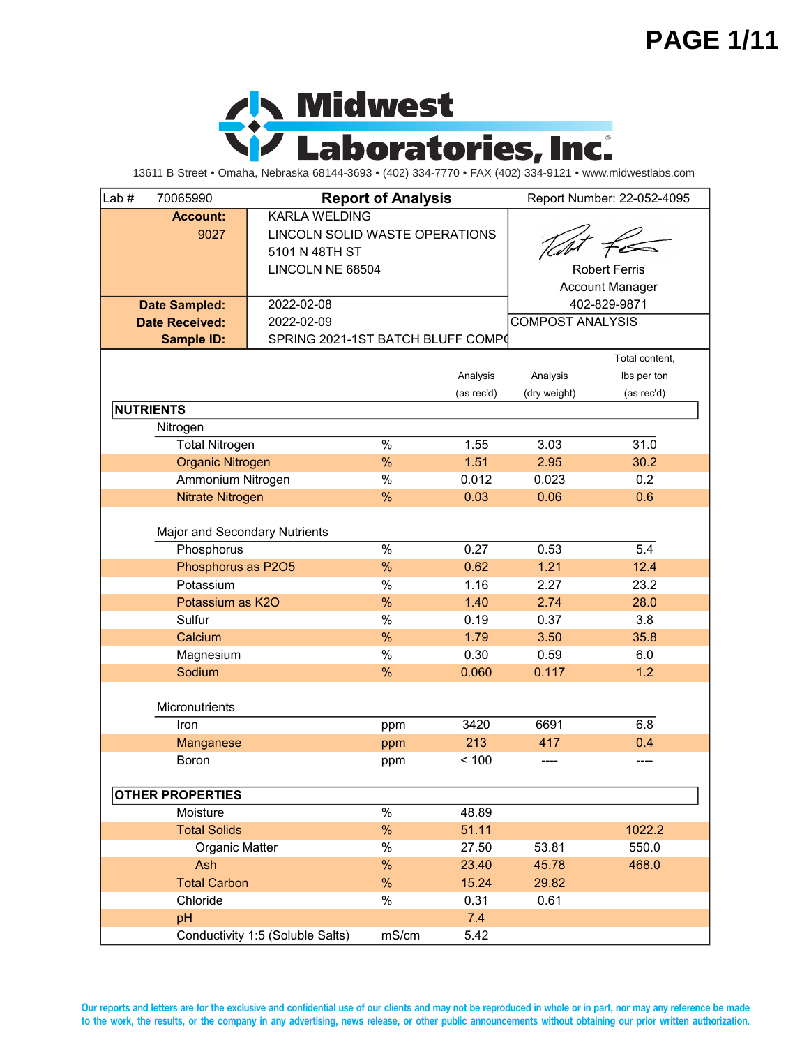# Midwest Laboratories, Inc.

13611 B Street • Omaha, Nebraska 68144-3693 • (402) 334-7770 • FAX (402) 334-9121 • www.midwestlabs.com

**Lab #** 70065990

## Report of Analysis

Report Number: 22-052-4095

**Account:** 9027

KARLA WELDING
LINCOLN SOLID WASTE OPERATIONS
5101 N 48TH ST
LINCOLN NE 68504

Robert Ferris
Account Manager
402-829-9871

**Date Sampled:** 2022-02-08
**Date Received:** 2022-02-09
**Sample ID:** SPRING 2021-1ST BATCH BLUFF COMP(

COMPOST ANALYSIS

| | | Analysis (as rec'd) | Analysis (dry weight) | Total content, lbs per ton (as rec'd) |
|---|---|---|---|---|
| **NUTRIENTS** | | | | |
| Nitrogen | | | | |
| Total Nitrogen | % | 1.55 | 3.03 | 31.0 |
| Organic Nitrogen | % | 1.51 | 2.95 | 30.2 |
| Ammonium Nitrogen | % | 0.012 | 0.023 | 0.2 |
| Nitrate Nitrogen | % | 0.03 | 0.06 | 0.6 |
| Major and Secondary Nutrients | | | | |
| Phosphorus | % | 0.27 | 0.53 | 5.4 |
| Phosphorus as P2O5 | % | 0.62 | 1.21 | 12.4 |
| Potassium | % | 1.16 | 2.27 | 23.2 |
| Potassium as K2O | % | 1.40 | 2.74 | 28.0 |
| Sulfur | % | 0.19 | 0.37 | 3.8 |
| Calcium | % | 1.79 | 3.50 | 35.8 |
| Magnesium | % | 0.30 | 0.59 | 6.0 |
| Sodium | % | 0.060 | 0.117 | 1.2 |
| Micronutrients | | | | |
| Iron | ppm | 3420 | 6691 | 6.8 |
| Manganese | ppm | 213 | 417 | 0.4 |
| Boron | ppm | < 100 | ---- | ---- |
| **OTHER PROPERTIES** | | | | |
| Moisture | % | 48.89 | | |
| Total Solids | % | 51.11 | | 1022.2 |
| Organic Matter | % | 27.50 | 53.81 | 550.0 |
| Ash | % | 23.40 | 45.78 | 468.0 |
| Total Carbon | % | 15.24 | 29.82 | |
| Chloride | % | 0.31 | 0.61 | |
| pH | | 7.4 | | |
| Conductivity 1:5 (Soluble Salts) | mS/cm | 5.42 | | |

Our reports and letters are for the exclusive and confidential use of our clients and may not be reproduced in whole or in part, nor may any reference be made to the work, the results, or the company in any advertising, news release, or other public announcements without obtaining our prior written authorization.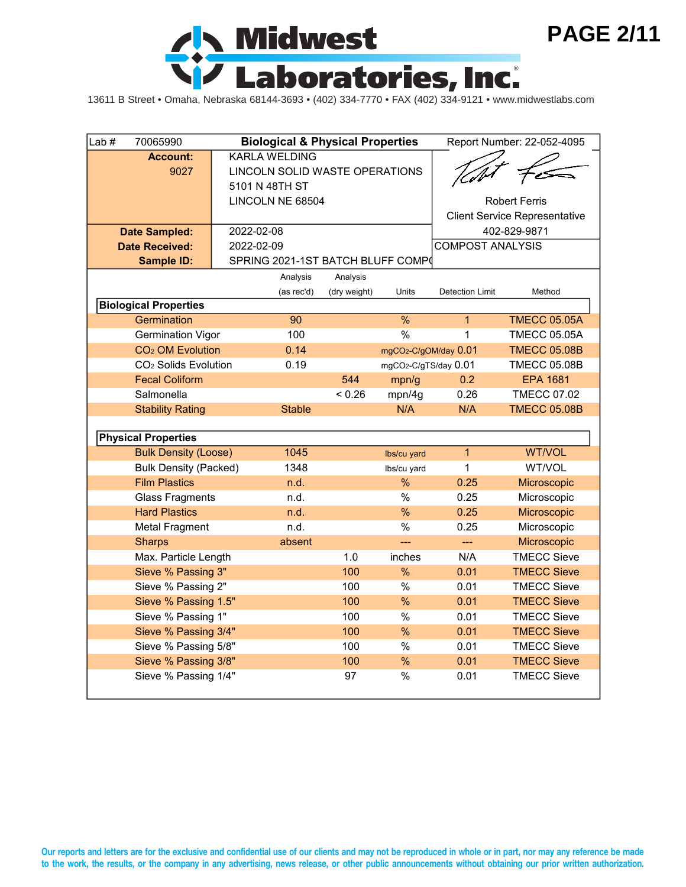# Midwest Laboratories, Inc.

13611 B Street • Omaha, Nebraska 68144-3693 • (402) 334-7770 • FAX (402) 334-9121 • www.midwestlabs.com

| | | |
|---|---|---|
| Lab # 70065990 | **Biological & Physical Properties** | Report Number: 22-052-4095 |
| **Account:** 9027 | KARLA WELDING<br>LINCOLN SOLID WASTE OPERATIONS<br>5101 N 48TH ST<br>LINCOLN NE 68504 | Robert Ferris<br>Client Service Representative<br>402-829-9871 |
| **Date Sampled:** | 2022-02-08 | |
| **Date Received:** | 2022-02-09 | COMPOST ANALYSIS |
| **Sample ID:** | SPRING 2021-1ST BATCH BLUFF COMP( | |

| | Analysis (as rec'd) | Analysis (dry weight) | Units | Detection Limit | Method |
|---|---|---|---|---|---|
| **Biological Properties** | | | | | |
| Germination | 90 | | % | 1 | TMECC 05.05A |
| Germination Vigor | 100 | | % | 1 | TMECC 05.05A |
| $CO_2$ OM Evolution | 0.14 | | mgCO2-C/gOM/day | 0.01 | TMECC 05.08B |
| $CO_2$ Solids Evolution | 0.19 | | mgCO2-C/gTS/day | 0.01 | TMECC 05.08B |
| Fecal Coliform | | 544 | mpn/g | 0.2 | EPA 1681 |
| Salmonella | | < 0.26 | mpn/4g | 0.26 | TMECC 07.02 |
| Stability Rating | Stable | | N/A | N/A | TMECC 05.08B |
| **Physical Properties** | | | | | |
| Bulk Density (Loose) | 1045 | | lbs/cu yard | 1 | WT/VOL |
| Bulk Density (Packed) | 1348 | | lbs/cu yard | 1 | WT/VOL |
| Film Plastics | n.d. | | % | 0.25 | Microscopic |
| Glass Fragments | n.d. | | % | 0.25 | Microscopic |
| Hard Plastics | n.d. | | % | 0.25 | Microscopic |
| Metal Fragment | n.d. | | % | 0.25 | Microscopic |
| Sharps | absent | | --- | --- | Microscopic |
| Max. Particle Length | | 1.0 | inches | N/A | TMECC Sieve |
| Sieve % Passing 3" | | 100 | % | 0.01 | TMECC Sieve |
| Sieve % Passing 2" | | 100 | % | 0.01 | TMECC Sieve |
| Sieve % Passing 1.5" | | 100 | % | 0.01 | TMECC Sieve |
| Sieve % Passing 1" | | 100 | % | 0.01 | TMECC Sieve |
| Sieve % Passing 3/4" | | 100 | % | 0.01 | TMECC Sieve |
| Sieve % Passing 5/8" | | 100 | % | 0.01 | TMECC Sieve |
| Sieve % Passing 3/8" | | 100 | % | 0.01 | TMECC Sieve |
| Sieve % Passing 1/4" | | 97 | % | 0.01 | TMECC Sieve |

Our reports and letters are for the exclusive and confidential use of our clients and may not be reproduced in whole or in part, nor may any reference be made to the work, the results, or the company in any advertising, news release, or other public announcements without obtaining our prior written authorization.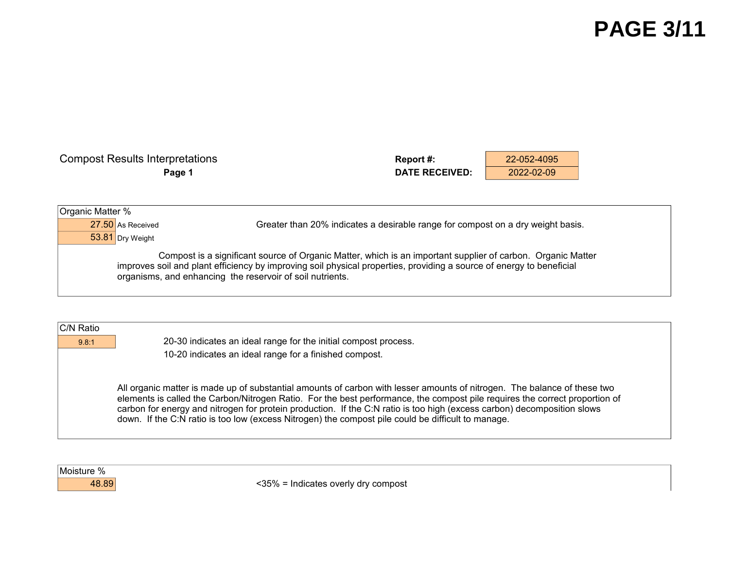# Compost Results Interpretations

**Page 1**

**Report #:** 22-052-4095
**DATE RECEIVED:** 2022-02-09

## Organic Matter %

| Value | Basis |
|---|---|
| 27.50 | As Received |
| 53.81 | Dry Weight |

Greater than 20% indicates a desirable range for compost on a dry weight basis.

Compost is a significant source of Organic Matter, which is an important supplier of carbon. Organic Matter improves soil and plant efficiency by improving soil physical properties, providing a source of energy to beneficial organisms, and enhancing the reservoir of soil nutrients.

## C/N Ratio

9.8:1

20-30 indicates an ideal range for the initial compost process.
10-20 indicates an ideal range for a finished compost.

All organic matter is made up of substantial amounts of carbon with lesser amounts of nitrogen. The balance of these two elements is called the Carbon/Nitrogen Ratio. For the best performance, the compost pile requires the correct proportion of carbon for energy and nitrogen for protein production. If the C:N ratio is too high (excess carbon) decomposition slows down. If the C:N ratio is too low (excess Nitrogen) the compost pile could be difficult to manage.

## Moisture %

48.89

<35% = Indicates overly dry compost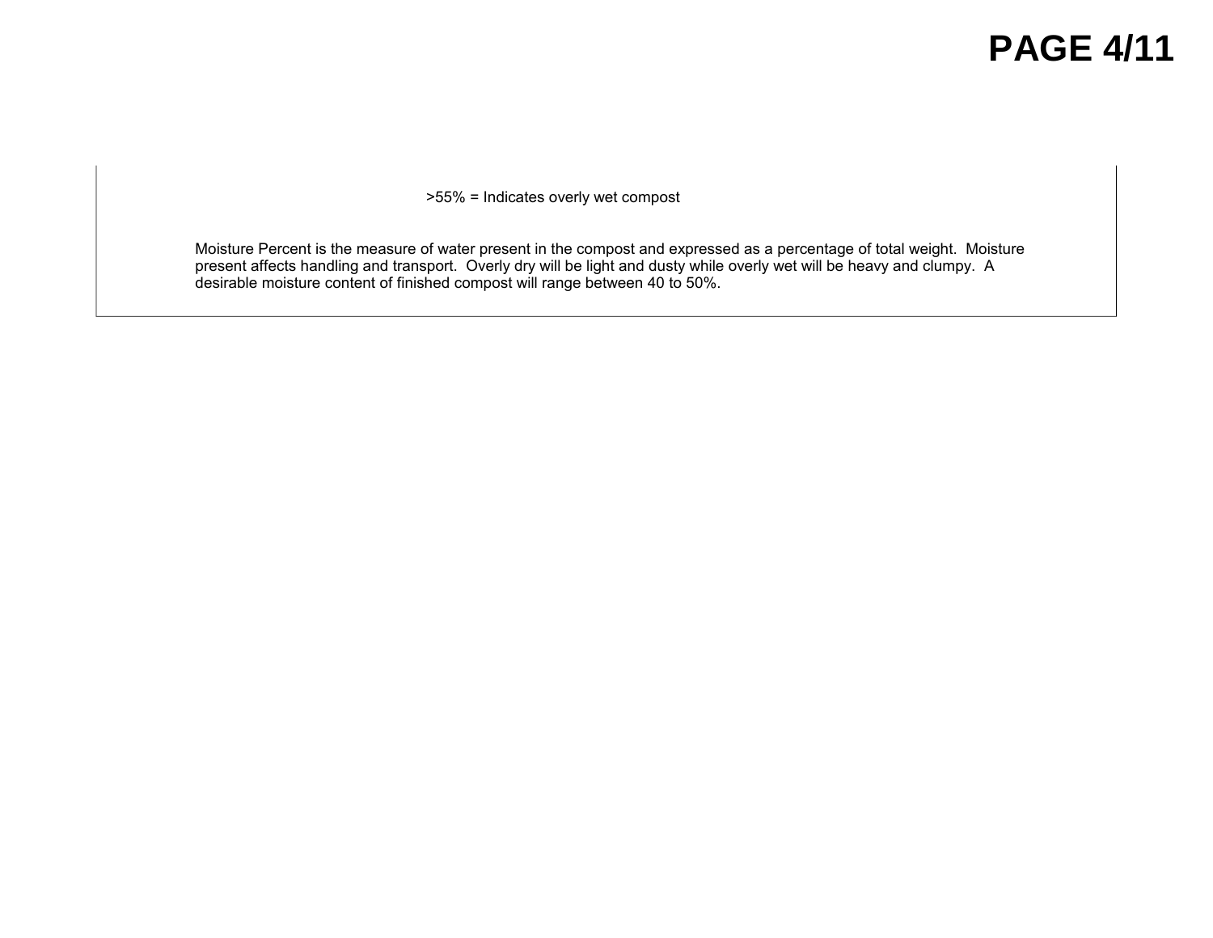>55% = Indicates overly wet compost

Moisture Percent is the measure of water present in the compost and expressed as a percentage of total weight. Moisture present affects handling and transport. Overly dry will be light and dusty while overly wet will be heavy and clumpy. A desirable moisture content of finished compost will range between 40 to 50%.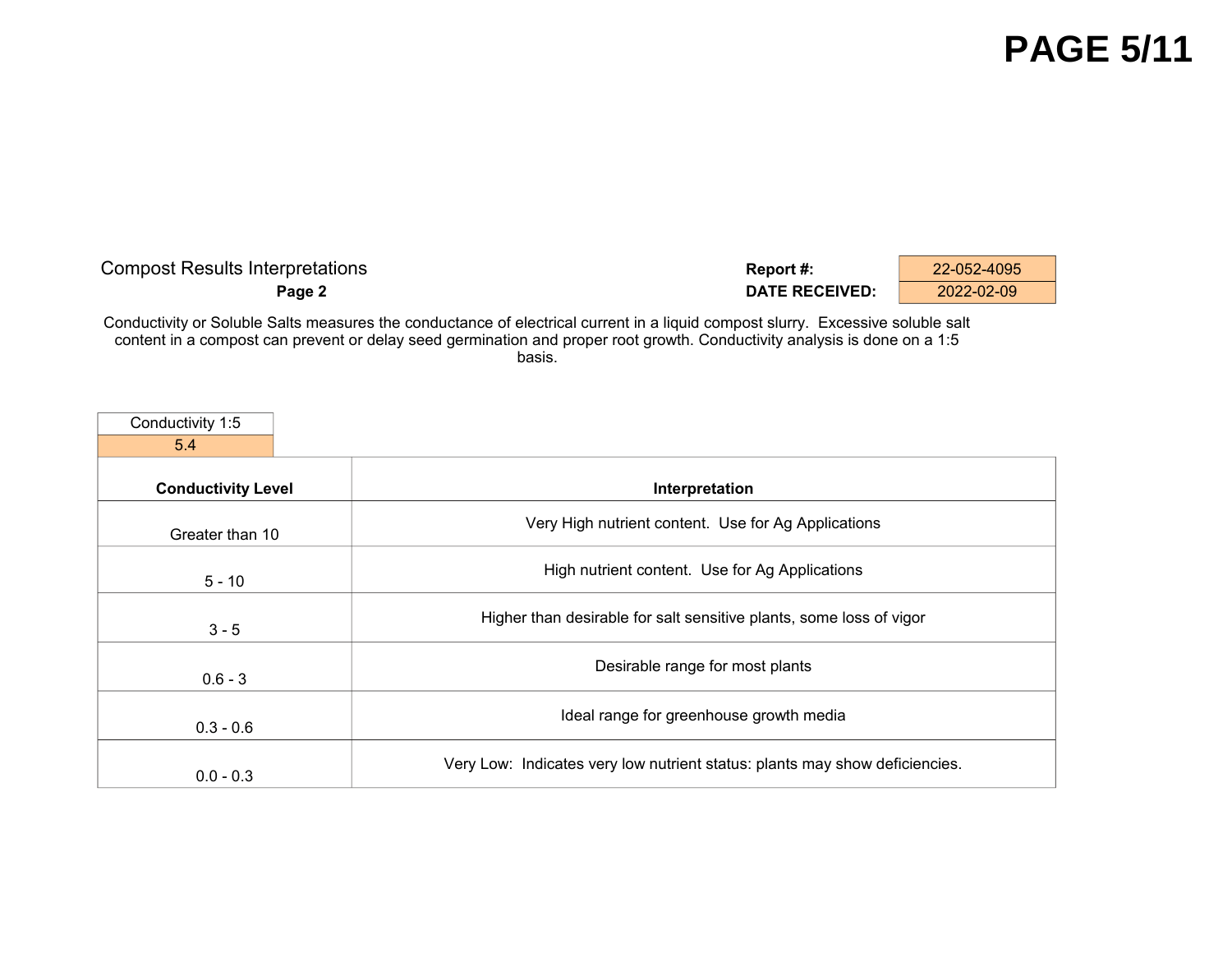## Compost Results Interpretations

**Page 2**

| **Report #:** | 22-052-4095 |
|---|---|
| **DATE RECEIVED:** | 2022-02-09 |

Conductivity or Soluble Salts measures the conductance of electrical current in a liquid compost slurry. Excessive soluble salt content in a compost can prevent or delay seed germination and proper root growth. Conductivity analysis is done on a 1:5 basis.

| Conductivity 1:5 |
|---|
| 5.4 |

| **Conductivity Level** | **Interpretation** |
|---|---|
| Greater than 10 | Very High nutrient content. Use for Ag Applications |
| 5 - 10 | High nutrient content. Use for Ag Applications |
| 3 - 5 | Higher than desirable for salt sensitive plants, some loss of vigor |
| 0.6 - 3 | Desirable range for most plants |
| 0.3 - 0.6 | Ideal range for greenhouse growth media |
| 0.0 - 0.3 | Very Low: Indicates very low nutrient status: plants may show deficiencies. |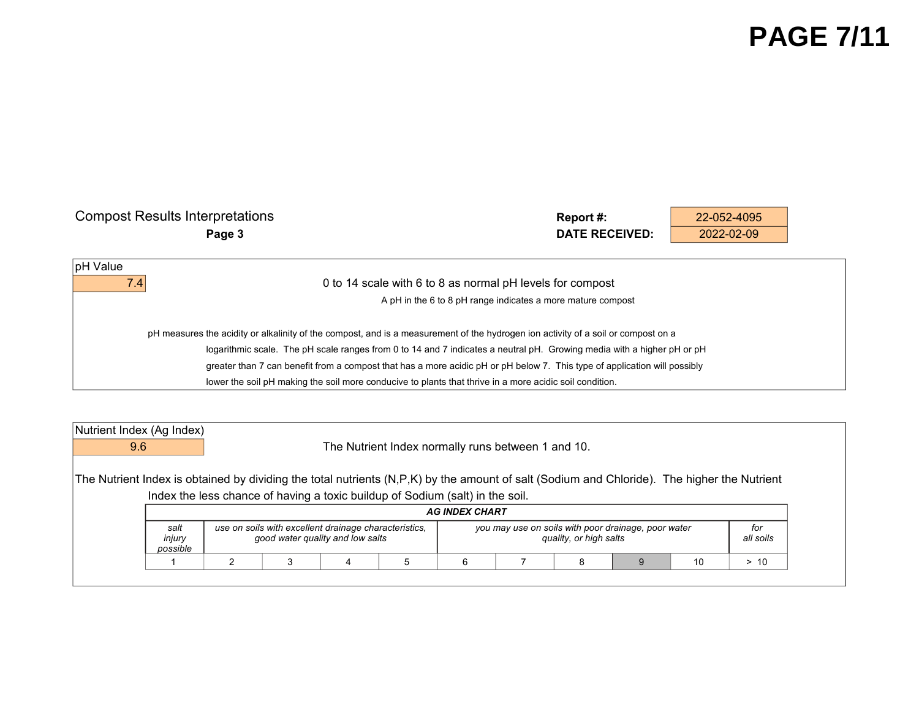# Compost Results Interpretations

**Page 3**

| | |
|---|---|
| **Report #:** | 22-052-4095 |
| **DATE RECEIVED:** | 2022-02-09 |

## pH Value

7.4

0 to 14 scale with 6 to 8 as normal pH levels for compost

A pH in the 6 to 8 pH range indicates a more mature compost

pH measures the acidity or alkalinity of the compost, and is a measurement of the hydrogen ion activity of a soil or compost on a logarithmic scale. The pH scale ranges from 0 to 14 and 7 indicates a neutral pH. Growing media with a higher pH or pH greater than 7 can benefit from a compost that has a more acidic pH or pH below 7. This type of application will possibly lower the soil pH making the soil more conducive to plants that thrive in a more acidic soil condition.

## Nutrient Index (Ag Index)

9.6

The Nutrient Index normally runs between 1 and 10.

The Nutrient Index is obtained by dividing the total nutrients (N,P,K) by the amount of salt (Sodium and Chloride). The higher the Nutrient Index the less chance of having a toxic buildup of Sodium (salt) in the soil.

***AG INDEX CHART***

| *salt injury possible* | *use on soils with excellent drainage characteristics, good water quality and low salts* | | | | *you may use on soils with poor drainage, poor water quality, or high salts* | | | | | *for all soils* |
|---|---|---|---|---|---|---|---|---|---|---|
| 1 | 2 | 3 | 4 | 5 | 6 | 7 | 8 | 9 | 10 | > 10 |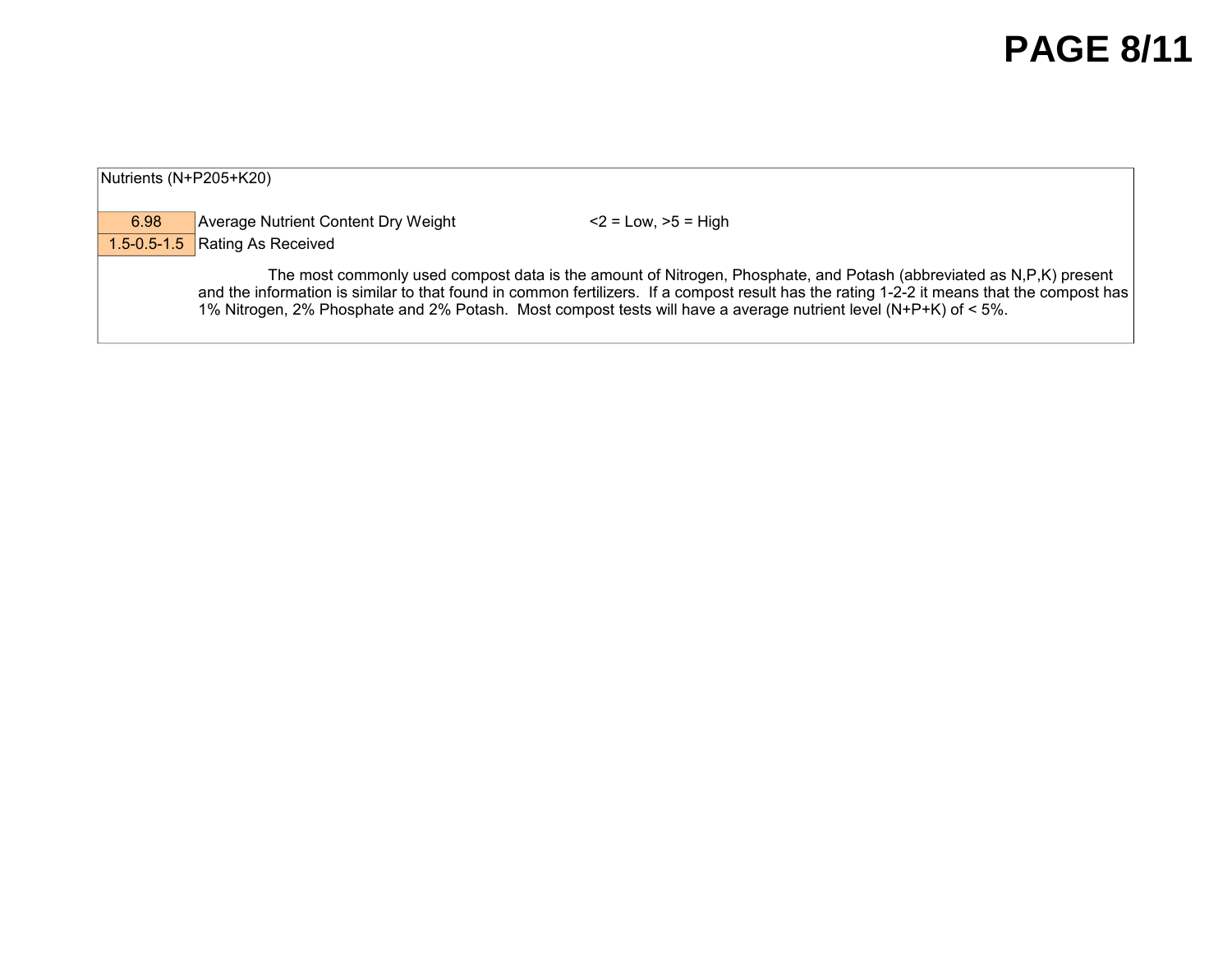Nutrients (N+P205+K20)

| | | |
|---|---|---|
| 6.98 | Average Nutrient Content Dry Weight | <2 = Low, >5 = High |
| 1.5-0.5-1.5 | Rating As Received | |

The most commonly used compost data is the amount of Nitrogen, Phosphate, and Potash (abbreviated as N,P,K) present and the information is similar to that found in common fertilizers. If a compost result has the rating 1-2-2 it means that the compost has 1% Nitrogen, 2% Phosphate and 2% Potash. Most compost tests will have a average nutrient level (N+P+K) of < 5%.